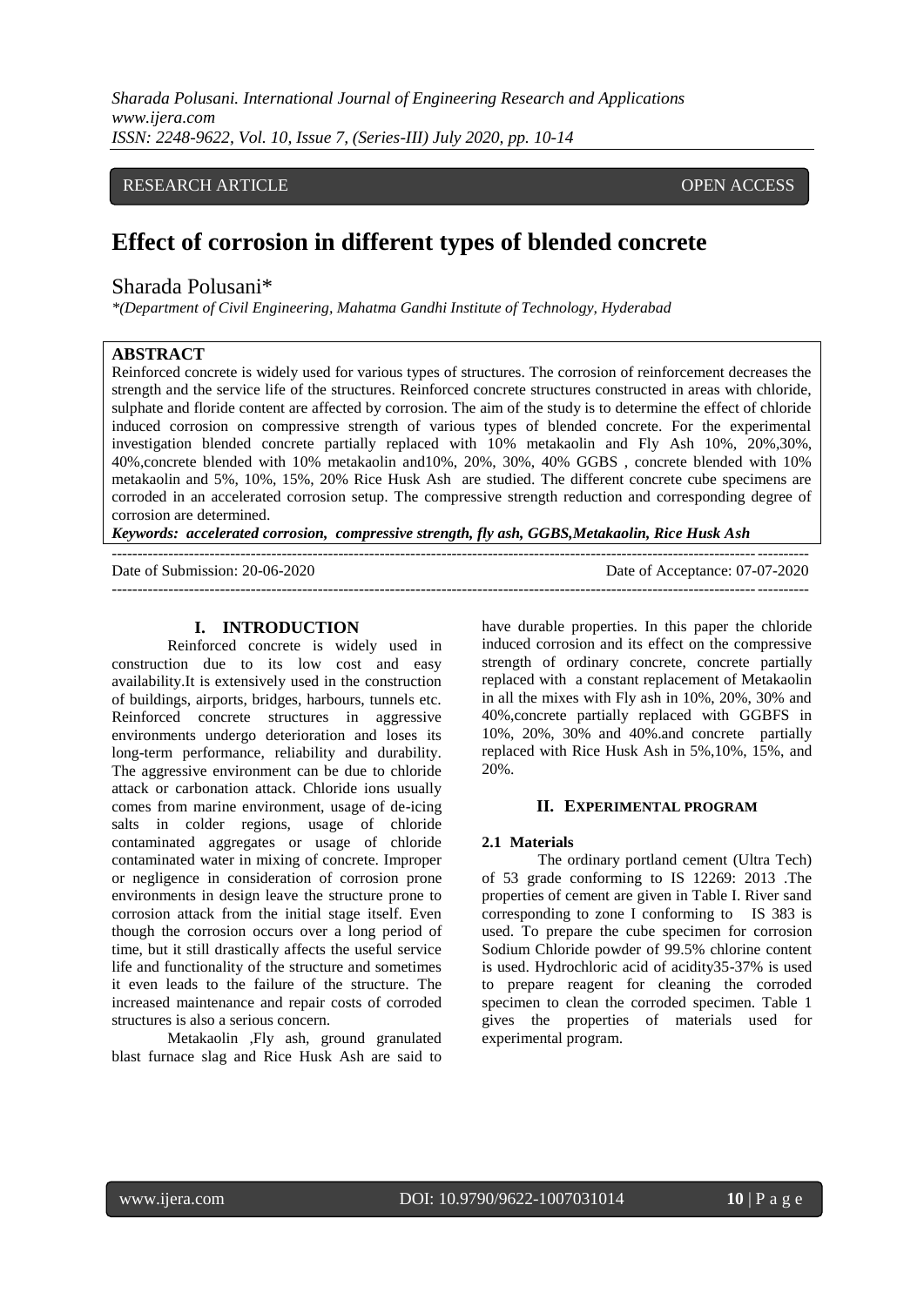RESEARCH ARTICLE OPEN ACCESS

# Effect of corrosion in different types of blended concrete

Sharada Polusani*

*(Department of Civil Engineering, Mahatma Gandhi Institute of Technology, Hyderabad

## ABSTRACT

Reinforced concrete is widely used for various types of structures. The corrosion of reinforcement decreases the strength and the service life of the structures. Reinforced concrete structures constructed in areas with chloride, sulphate and floride content are affected by corrosion. The aim of the study is to determine the effect of chloride induced corrosion on compressive strength of various types of blended concrete. For the experimental investigation blended concrete partially replaced with 10% metakaolin and Fly Ash 10%, 20%,30%, 40%,concrete blended with 10% metakaolin and10%, 20%, 30%, 40% GGBS , concrete blended with 10% metakaolin and 5%, 10%, 15%, 20% Rice Husk Ash are studied. The different concrete cube specimens are corroded in an accelerated corrosion setup. The compressive strength reduction and corresponding degree of corrosion are determined.

***Keywords:** accelerated corrosion, compressive strength, fly ash, GGBS,Metakaolin, Rice Husk Ash*

---

Date of Submission: 20-06-2020 Date of Acceptance: 07-07-2020

---

## I. INTRODUCTION

Reinforced concrete is widely used in construction due to its low cost and easy availability.It is extensively used in the construction of buildings, airports, bridges, harbours, tunnels etc. Reinforced concrete structures in aggressive environments undergo deterioration and loses its long-term performance, reliability and durability. The aggressive environment can be due to chloride attack or carbonation attack. Chloride ions usually comes from marine environment, usage of de-icing salts in colder regions, usage of chloride contaminated aggregates or usage of chloride contaminated water in mixing of concrete. Improper or negligence in consideration of corrosion prone environments in design leave the structure prone to corrosion attack from the initial stage itself. Even though the corrosion occurs over a long period of time, but it still drastically affects the useful service life and functionality of the structure and sometimes it even leads to the failure of the structure. The increased maintenance and repair costs of corroded structures is also a serious concern.

Metakaolin ,Fly ash, ground granulated blast furnace slag and Rice Husk Ash are said to have durable properties. In this paper the chloride induced corrosion and its effect on the compressive strength of ordinary concrete, concrete partially replaced with a constant replacement of Metakaolin in all the mixes with Fly ash in 10%, 20%, 30% and 40%,concrete partially replaced with GGBFS in 10%, 20%, 30% and 40%.and concrete partially replaced with Rice Husk Ash in 5%,10%, 15%, and 20%.

## II. EXPERIMENTAL PROGRAM

### 2.1 Materials

The ordinary portland cement (Ultra Tech) of 53 grade conforming to IS 12269: 2013 .The properties of cement are given in Table I. River sand corresponding to zone I conforming to IS 383 is used. To prepare the cube specimen for corrosion Sodium Chloride powder of 99.5% chlorine content is used. Hydrochloric acid of acidity35-37% is used to prepare reagent for cleaning the corroded specimen to clean the corroded specimen. Table 1 gives the properties of materials used for experimental program.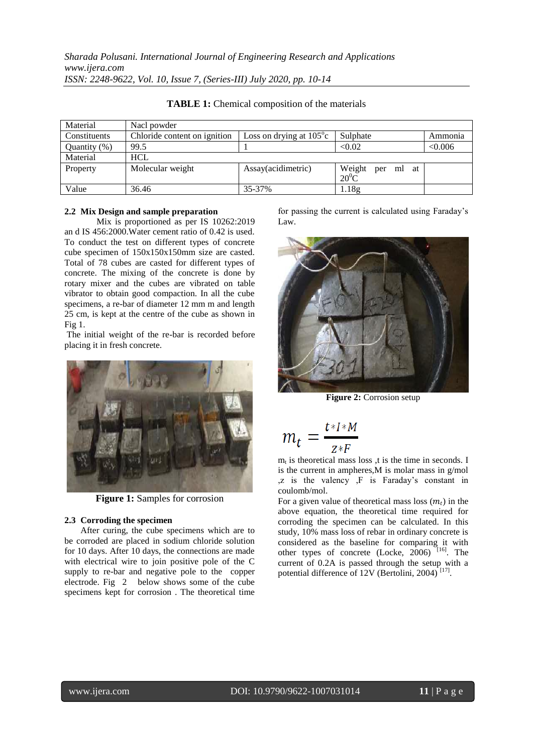**TABLE 1:** Chemical composition of the materials

| Material | Nacl powder | | | |
|---|---|---|---|---|
| Constituents | Chloride content on ignition | Loss on drying at $105^{o}c$ | Sulphate | Ammonia |
| Quantity (%) | 99.5 | 1 | <0.02 | <0.006 |
| Material | HCL | | | |
| Property | Molecular weight | Assay(acidimetric) | Weight per ml at $20^{0}C$ | |
| Value | 36.46 | 35-37% | 1.18g | |

### 2.2 Mix Design and sample preparation

Mix is proportioned as per IS 10262:2019 an d IS 456:2000.Water cement ratio of 0.42 is used. To conduct the test on different types of concrete cube specimen of 150x150x150mm size are casted. Total of 78 cubes are casted for different types of concrete. The mixing of the concrete is done by rotary mixer and the cubes are vibrated on table vibrator to obtain good compaction. In all the cube specimens, a re-bar of diameter 12 mm m and length 25 cm, is kept at the centre of the cube as shown in Fig 1.

The initial weight of the re-bar is recorded before placing it in fresh concrete.

**Figure 1:** Samples for corrosion

### 2.3 Corroding the specimen

After curing, the cube specimens which are to be corroded are placed in sodium chloride solution for 10 days. After 10 days, the connections are made with electrical wire to join positive pole of the C supply to re-bar and negative pole to the copper electrode. Fig 2 below shows some of the cube specimens kept for corrosion . The theoretical time for passing the current is calculated using Faraday's Law.

**Figure 2:** Corrosion setup

$$m_t = \frac{t*I*M}{z*F}$$

$m_t$ is theoretical mass loss ,t is the time in seconds. I is the current in ampheres,M is molar mass in g/mol ,z is the valency ,F is Faraday's constant in coulomb/mol.

For a given value of theoretical mass loss ($m_t$) in the above equation, the theoretical time required for corroding the specimen can be calculated. In this study, 10% mass loss of rebar in ordinary concrete is considered as the baseline for comparing it with other types of concrete (Locke, 2006) [16]. The current of 0.2A is passed through the setup with a potential difference of 12V (Bertolini, 2004) [17].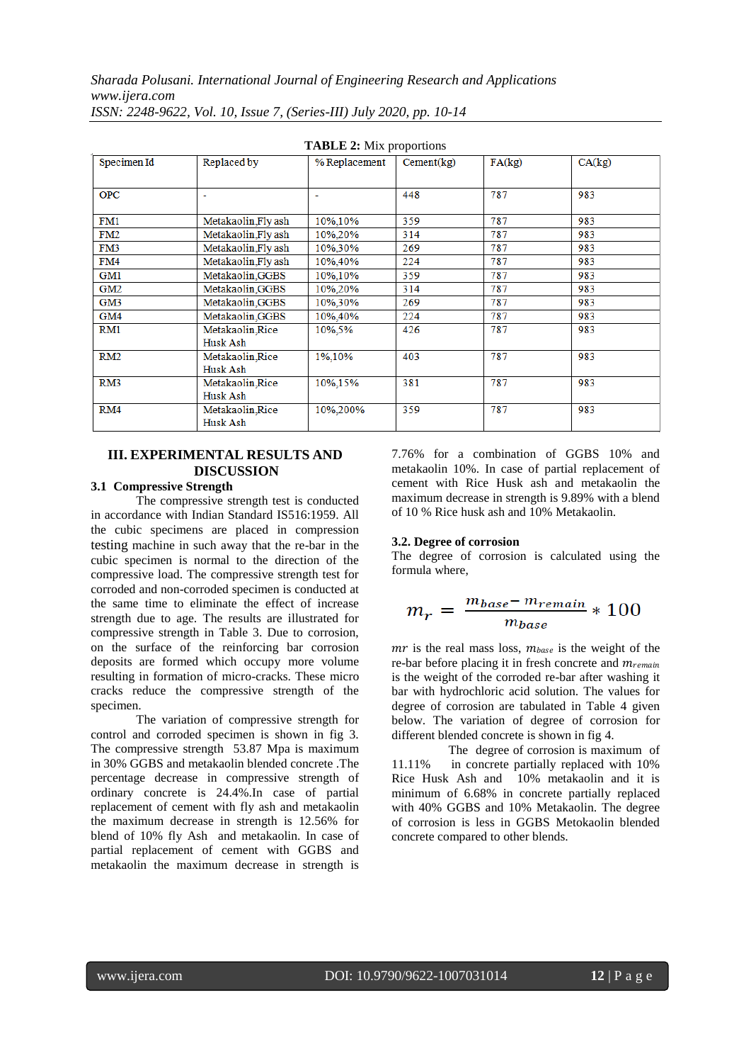**TABLE 2:** Mix proportions

| Specimen Id | Replaced by | % Replacement | Cement(kg) | FA(kg) | CA(kg) |
|---|---|---|---|---|---|
| OPC | - | - | 448 | 787 | 983 |
| FM1 | Metakaolin,Fly ash | 10%,10% | 359 | 787 | 983 |
| FM2 | Metakaolin,Fly ash | 10%,20% | 314 | 787 | 983 |
| FM3 | Metakaolin,Fly ash | 10%,30% | 269 | 787 | 983 |
| FM4 | Metakaolin,Fly ash | 10%,40% | 224 | 787 | 983 |
| GM1 | Metakaolin,GGBS | 10%,10% | 359 | 787 | 983 |
| GM2 | Metakaolin,GGBS | 10%,20% | 314 | 787 | 983 |
| GM3 | Metakaolin,GGBS | 10%,30% | 269 | 787 | 983 |
| GM4 | Metakaolin,GGBS | 10%,40% | 224 | 787 | 983 |
| RM1 | Metakaolin,Rice Husk Ash | 10%,5% | 426 | 787 | 983 |
| RM2 | Metakaolin,Rice Husk Ash | 1%,10% | 403 | 787 | 983 |
| RM3 | Metakaolin,Rice Husk Ash | 10%,15% | 381 | 787 | 983 |
| RM4 | Metakaolin,Rice Husk Ash | 10%,200% | 359 | 787 | 983 |

## III. EXPERIMENTAL RESULTS AND DISCUSSION

### 3.1 Compressive Strength

The compressive strength test is conducted in accordance with Indian Standard IS516:1959. All the cubic specimens are placed in compression testing machine in such away that the re-bar in the cubic specimen is normal to the direction of the compressive load. The compressive strength test for corroded and non-corroded specimen is conducted at the same time to eliminate the effect of increase strength due to age. The results are illustrated for compressive strength in Table 3. Due to corrosion, on the surface of the reinforcing bar corrosion deposits are formed which occupy more volume resulting in formation of micro-cracks. These micro cracks reduce the compressive strength of the specimen.

The variation of compressive strength for control and corroded specimen is shown in fig 3. The compressive strength 53.87 Mpa is maximum in 30% GGBS and metakaolin blended concrete .The percentage decrease in compressive strength of ordinary concrete is 24.4%.In case of partial replacement of cement with fly ash and metakaolin the maximum decrease in strength is 12.56% for blend of 10% fly Ash and metakaolin. In case of partial replacement of cement with GGBS and metakaolin the maximum decrease in strength is 7.76% for a combination of GGBS 10% and metakaolin 10%. In case of partial replacement of cement with Rice Husk ash and metakaolin the maximum decrease in strength is 9.89% with a blend of 10 % Rice husk ash and 10% Metakaolin.

### 3.2. Degree of corrosion

The degree of corrosion is calculated using the formula where,

$$m_r = \frac{m_{base} - m_{remain}}{m_{base}} * 100$$

$mr$ is the real mass loss, $m_{base}$ is the weight of the re-bar before placing it in fresh concrete and $m_{remain}$ is the weight of the corroded re-bar after washing it bar with hydrochloric acid solution. The values for degree of corrosion are tabulated in Table 4 given below. The variation of degree of corrosion for different blended concrete is shown in fig 4.

The degree of corrosion is maximum of 11.11% in concrete partially replaced with 10% Rice Husk Ash and 10% metakaolin and it is minimum of 6.68% in concrete partially replaced with 40% GGBS and 10% Metakaolin. The degree of corrosion is less in GGBS Metokaolin blended concrete compared to other blends.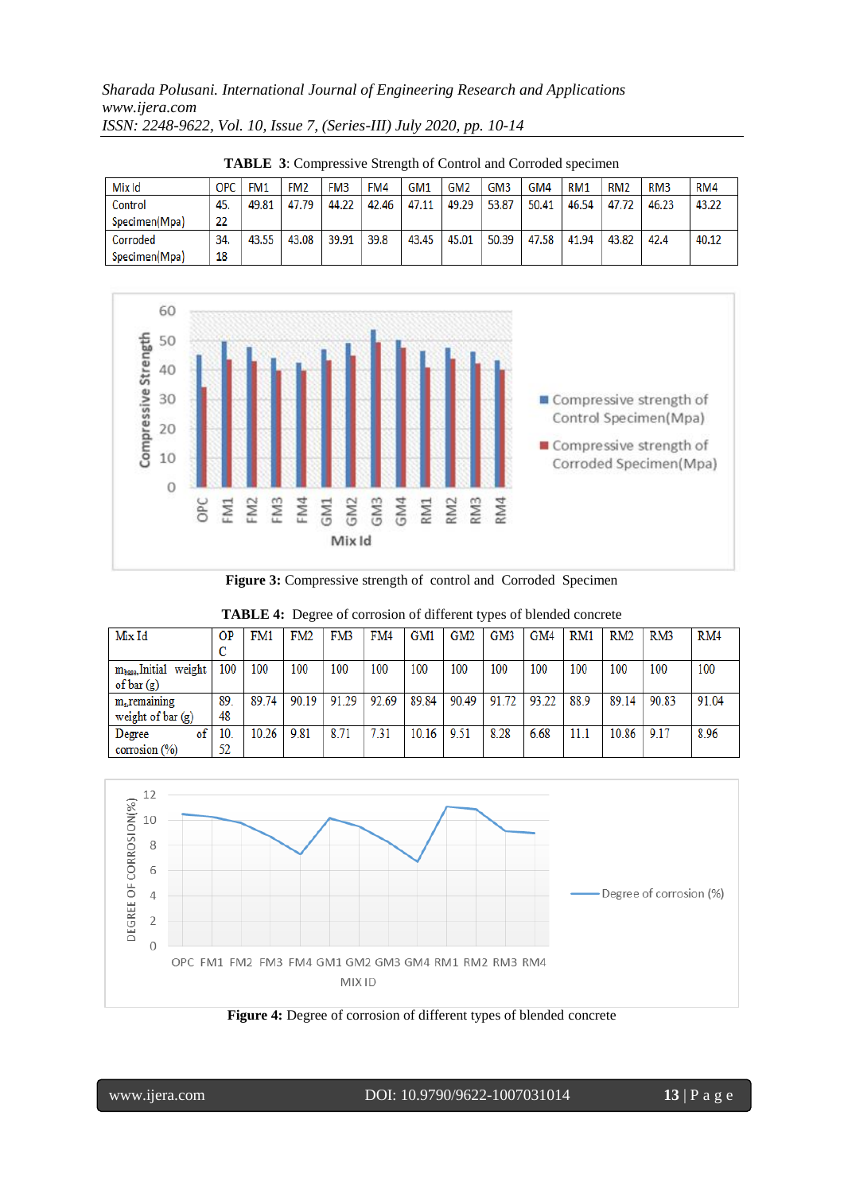**TABLE 3**: Compressive Strength of Control and Corroded specimen

| Mix Id | OPC | FM1 | FM2 | FM3 | FM4 | GM1 | GM2 | GM3 | GM4 | RM1 | RM2 | RM3 | RM4 |
|---|---|---|---|---|---|---|---|---|---|---|---|---|---|
| Control Specimen(Mpa) | 45.22 | 49.81 | 47.79 | 44.22 | 42.46 | 47.11 | 49.29 | 53.87 | 50.41 | 46.54 | 47.72 | 46.23 | 43.22 |
| Corroded Specimen(Mpa) | 34.18 | 43.55 | 43.08 | 39.91 | 39.8 | 43.45 | 45.01 | 50.39 | 47.58 | 41.94 | 43.82 | 42.4 | 40.12 |

**Figure 3:** Compressive strength of control and Corroded Specimen

**TABLE 4:** Degree of corrosion of different types of blended concrete

| Mix Id | OPC | FM1 | FM2 | FM3 | FM4 | GM1 | GM2 | GM3 | GM4 | RM1 | RM2 | RM3 | RM4 |
|---|---|---|---|---|---|---|---|---|---|---|---|---|---|
| $m_{base}$ Initial weight of bar (g) | 100 | 100 | 100 | 100 | 100 | 100 | 100 | 100 | 100 | 100 | 100 | 100 | 100 |
| $m_c$ remaining weight of bar (g) | 89.48 | 89.74 | 90.19 | 91.29 | 92.69 | 89.84 | 90.49 | 91.72 | 93.22 | 88.9 | 89.14 | 90.83 | 91.04 |
| Degree of corrosion (%) | 10.52 | 10.26 | 9.81 | 8.71 | 7.31 | 10.16 | 9.51 | 8.28 | 6.68 | 11.1 | 10.86 | 9.17 | 8.96 |

**Figure 4:** Degree of corrosion of different types of blended concrete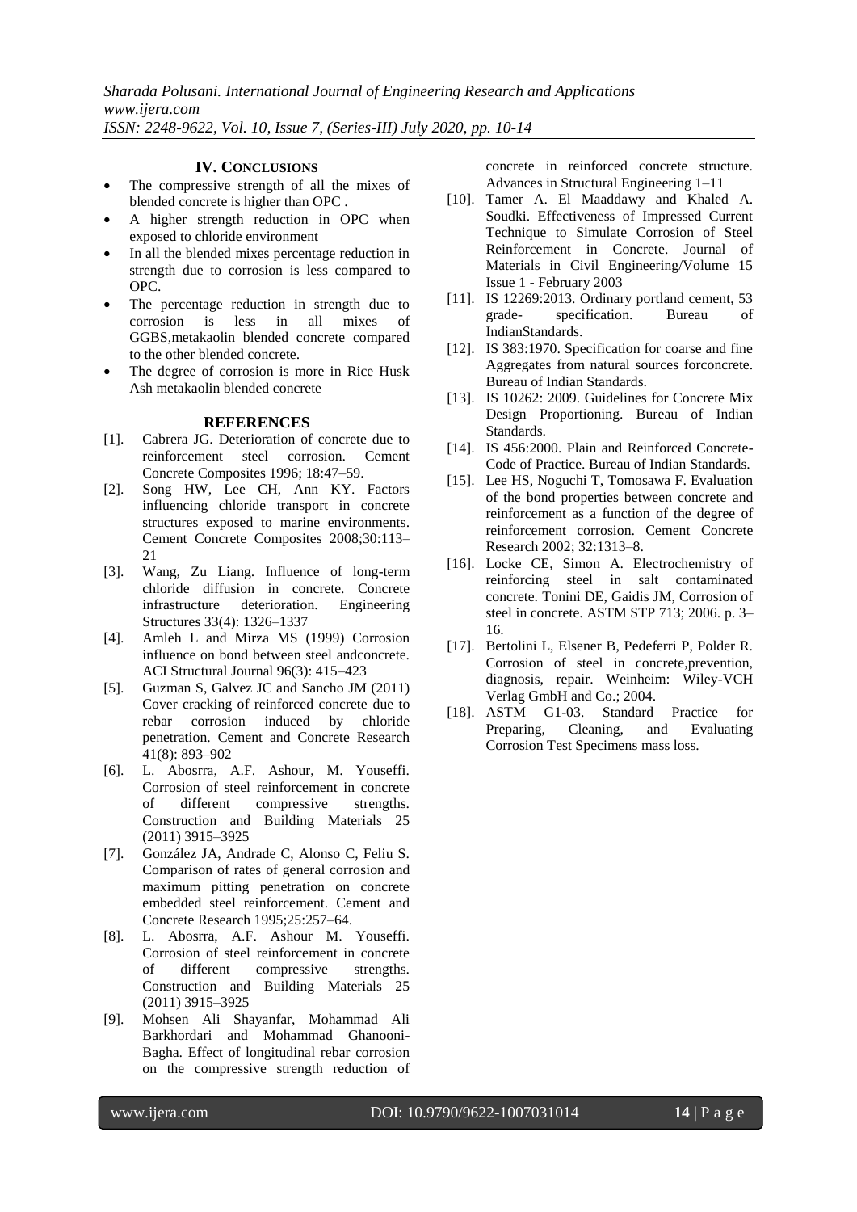## IV. CONCLUSIONS

- The compressive strength of all the mixes of blended concrete is higher than OPC .
- A higher strength reduction in OPC when exposed to chloride environment
- In all the blended mixes percentage reduction in strength due to corrosion is less compared to OPC.
- The percentage reduction in strength due to corrosion is less in all mixes of GGBS,metakaolin blended concrete compared to the other blended concrete.
- The degree of corrosion is more in Rice Husk Ash metakaolin blended concrete

## REFERENCES

[1]. Cabrera JG. Deterioration of concrete due to reinforcement steel corrosion. Cement Concrete Composites 1996; 18:47–59.

[2]. Song HW, Lee CH, Ann KY. Factors influencing chloride transport in concrete structures exposed to marine environments. Cement Concrete Composites 2008;30:113–21

[3]. Wang, Zu Liang. Influence of long-term chloride diffusion in concrete. Concrete infrastructure deterioration. Engineering Structures 33(4): 1326–1337

[4]. Amleh L and Mirza MS (1999) Corrosion influence on bond between steel andconcrete. ACI Structural Journal 96(3): 415–423

[5]. Guzman S, Galvez JC and Sancho JM (2011) Cover cracking of reinforced concrete due to rebar corrosion induced by chloride penetration. Cement and Concrete Research 41(8): 893–902

[6]. L. Abosrra, A.F. Ashour, M. Youseffi. Corrosion of steel reinforcement in concrete of different compressive strengths. Construction and Building Materials 25 (2011) 3915–3925

[7]. González JA, Andrade C, Alonso C, Feliu S. Comparison of rates of general corrosion and maximum pitting penetration on concrete embedded steel reinforcement. Cement and Concrete Research 1995;25:257–64.

[8]. L. Abosrra, A.F. Ashour M. Youseffi. Corrosion of steel reinforcement in concrete of different compressive strengths. Construction and Building Materials 25 (2011) 3915–3925

[9]. Mohsen Ali Shayanfar, Mohammad Ali Barkhordari and Mohammad Ghanooni-Bagha. Effect of longitudinal rebar corrosion on the compressive strength reduction of concrete in reinforced concrete structure. Advances in Structural Engineering 1–11

[10]. Tamer A. El Maaddawy and Khaled A. Soudki. Effectiveness of Impressed Current Technique to Simulate Corrosion of Steel Reinforcement in Concrete. Journal of Materials in Civil Engineering/Volume 15 Issue 1 - February 2003

[11]. IS 12269:2013. Ordinary portland cement, 53 grade- specification. Bureau of IndianStandards.

[12]. IS 383:1970. Specification for coarse and fine Aggregates from natural sources forconcrete. Bureau of Indian Standards.

[13]. IS 10262: 2009. Guidelines for Concrete Mix Design Proportioning. Bureau of Indian Standards.

[14]. IS 456:2000. Plain and Reinforced Concrete-Code of Practice. Bureau of Indian Standards.

[15]. Lee HS, Noguchi T, Tomosawa F. Evaluation of the bond properties between concrete and reinforcement as a function of the degree of reinforcement corrosion. Cement Concrete Research 2002; 32:1313–8.

[16]. Locke CE, Simon A. Electrochemistry of reinforcing steel in salt contaminated concrete. Tonini DE, Gaidis JM, Corrosion of steel in concrete. ASTM STP 713; 2006. p. 3–16.

[17]. Bertolini L, Elsener B, Pedeferri P, Polder R. Corrosion of steel in concrete,prevention, diagnosis, repair. Weinheim: Wiley-VCH Verlag GmbH and Co.; 2004.

[18]. ASTM G1-03. Standard Practice for Preparing, Cleaning, and Evaluating Corrosion Test Specimens mass loss.